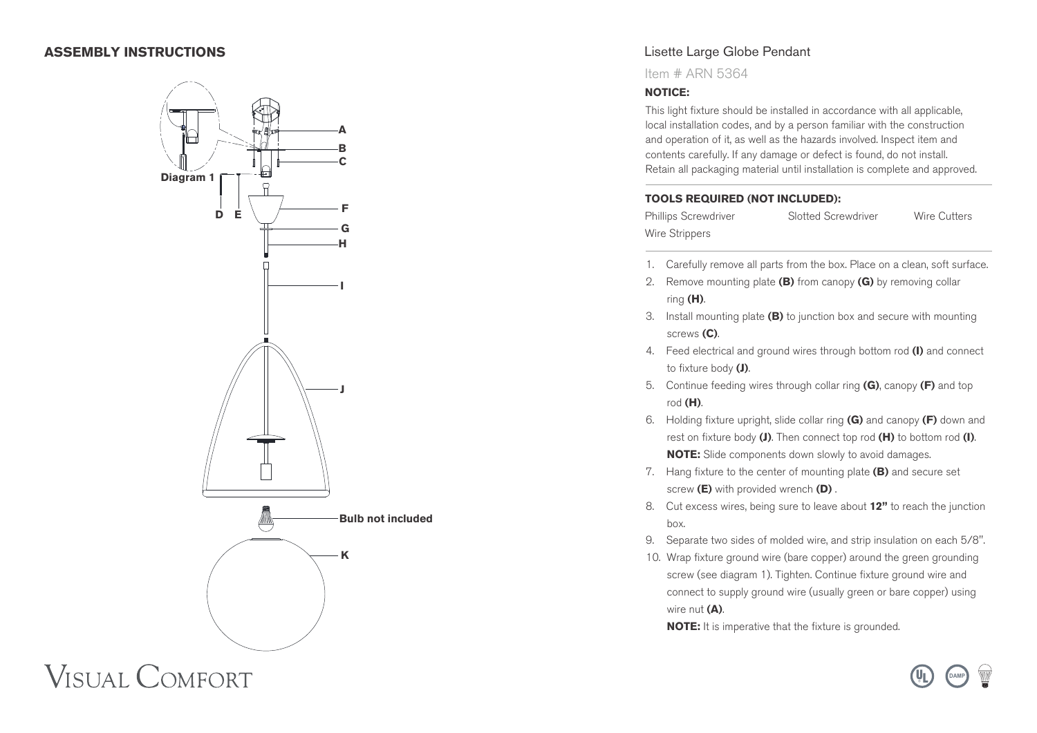## ASSEMBLY INSTRUCTIONS

Diagram 1

A
B
C
D E
F
G
H
I
J
Bulb not included
K

VISUAL COMFORT

# Lisette Large Globe Pendant

Item # ARN 5364

**NOTICE:**

This light fixture should be installed in accordance with all applicable, local installation codes, and by a person familiar with the construction and operation of it, as well as the hazards involved. Inspect item and contents carefully. If any damage or defect is found, do not install. Retain all packaging material until installation is complete and approved.

**TOOLS REQUIRED (NOT INCLUDED):**

Phillips Screwdriver, Slotted Screwdriver, Wire Cutters, Wire Strippers

1. Carefully remove all parts from the box. Place on a clean, soft surface.
2. Remove mounting plate **(B)** from canopy **(G)** by removing collar ring **(H)**.
3. Install mounting plate **(B)** to junction box and secure with mounting screws **(C)**.
4. Feed electrical and ground wires through bottom rod **(I)** and connect to fixture body **(J)**.
5. Continue feeding wires through collar ring **(G)**, canopy **(F)** and top rod **(H)**.
6. Holding fixture upright, slide collar ring **(G)** and canopy **(F)** down and rest on fixture body **(J)**. Then connect top rod **(H)** to bottom rod **(I)**.
   **NOTE:** Slide components down slowly to avoid damages.
7. Hang fixture to the center of mounting plate **(B)** and secure set screw **(E)** with provided wrench **(D)** .
8. Cut excess wires, being sure to leave about **12"** to reach the junction box.
9. Separate two sides of molded wire, and strip insulation on each 5/8".
10. Wrap fixture ground wire (bare copper) around the green grounding screw (see diagram 1). Tighten. Continue fixture ground wire and connect to supply ground wire (usually green or bare copper) using wire nut **(A)**.
    **NOTE:** It is imperative that the fixture is grounded.

DAMP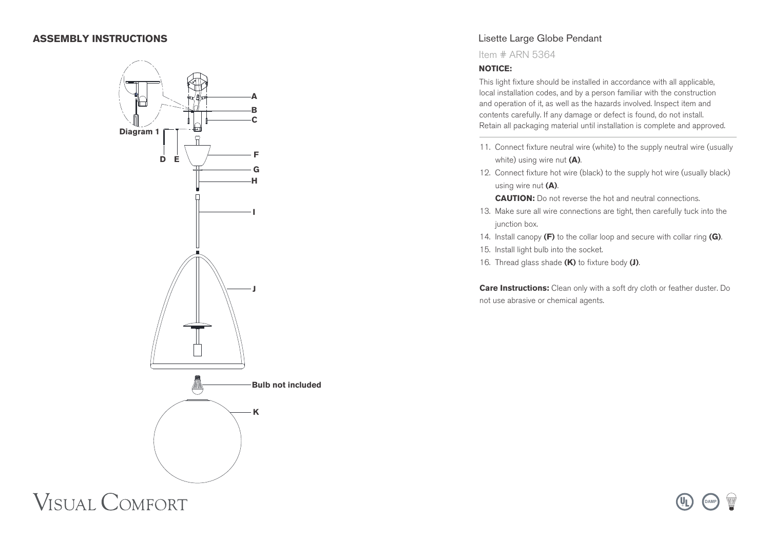## ASSEMBLY INSTRUCTIONS

Diagram 1

A

B

C

D E

F

G

H

I

J

Bulb not included

K

VISUAL COMFORT

Lisette Large Globe Pendant

Item # ARN 5364

**NOTICE:**

This light fixture should be installed in accordance with all applicable, local installation codes, and by a person familiar with the construction and operation of it, as well as the hazards involved. Inspect item and contents carefully. If any damage or defect is found, do not install. Retain all packaging material until installation is complete and approved.

11. Connect fixture neutral wire (white) to the supply neutral wire (usually white) using wire nut **(A)**.
12. Connect fixture hot wire (black) to the supply hot wire (usually black) using wire nut **(A)**.

    **CAUTION:** Do not reverse the hot and neutral connections.
13. Make sure all wire connections are tight, then carefully tuck into the junction box.
14. Install canopy **(F)** to the collar loop and secure with collar ring **(G)**.
15. Install light bulb into the socket.
16. Thread glass shade **(K)** to fixture body **(J)**.

**Care Instructions:** Clean only with a soft dry cloth or feather duster. Do not use abrasive or chemical agents.

DAMP